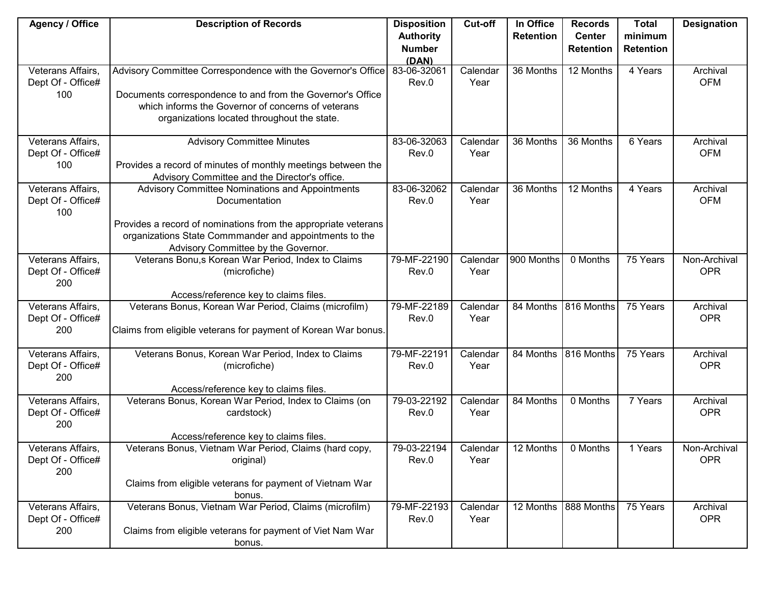| Agency / Office | Description of Records | Disposition Authority Number (DAN) | Cut-off | In Office Retention | Records Center Retention | Total minimum Retention | Designation |
|---|---|---|---|---|---|---|---|
| Veterans Affairs, Dept Of - Office# 100 | Advisory Committee Correspondence with the Governor's Office<br><br>Documents correspondence to and from the Governor's Office which informs the Governor of concerns of veterans organizations located throughout the state. | 83-06-32061 Rev.0 | Calendar Year | 36 Months | 12 Months | 4 Years | Archival OFM |
| Veterans Affairs, Dept Of - Office# 100 | Advisory Committee Minutes<br><br>Provides a record of minutes of monthly meetings between the Advisory Committee and the Director's office. | 83-06-32063 Rev.0 | Calendar Year | 36 Months | 36 Months | 6 Years | Archival OFM |
| Veterans Affairs, Dept Of - Office# 100 | Advisory Committee Nominations and Appointments Documentation<br><br>Provides a record of nominations from the appropriate veterans organizations State Commmander and appointments to the Advisory Committee by the Governor. | 83-06-32062 Rev.0 | Calendar Year | 36 Months | 12 Months | 4 Years | Archival OFM |
| Veterans Affairs, Dept Of - Office# 200 | Veterans Bonu,s Korean War Period, Index to Claims (microfiche)<br><br>Access/reference key to claims files. | 79-MF-22190 Rev.0 | Calendar Year | 900 Months | 0 Months | 75 Years | Non-Archival OPR |
| Veterans Affairs, Dept Of - Office# 200 | Veterans Bonus, Korean War Period, Claims (microfilm)<br><br>Claims from eligible veterans for payment of Korean War bonus. | 79-MF-22189 Rev.0 | Calendar Year | 84 Months | 816 Months | 75 Years | Archival OPR |
| Veterans Affairs, Dept Of - Office# 200 | Veterans Bonus, Korean War Period, Index to Claims (microfiche)<br><br>Access/reference key to claims files. | 79-MF-22191 Rev.0 | Calendar Year | 84 Months | 816 Months | 75 Years | Archival OPR |
| Veterans Affairs, Dept Of - Office# 200 | Veterans Bonus, Korean War Period, Index to Claims (on cardstock)<br><br>Access/reference key to claims files. | 79-03-22192 Rev.0 | Calendar Year | 84 Months | 0 Months | 7 Years | Archival OPR |
| Veterans Affairs, Dept Of - Office# 200 | Veterans Bonus, Vietnam War Period, Claims (hard copy, original)<br><br>Claims from eligible veterans for payment of Vietnam War bonus. | 79-03-22194 Rev.0 | Calendar Year | 12 Months | 0 Months | 1 Years | Non-Archival OPR |
| Veterans Affairs, Dept Of - Office# 200 | Veterans Bonus, Vietnam War Period, Claims (microfilm)<br><br>Claims from eligible veterans for payment of Viet Nam War bonus. | 79-MF-22193 Rev.0 | Calendar Year | 12 Months | 888 Months | 75 Years | Archival OPR |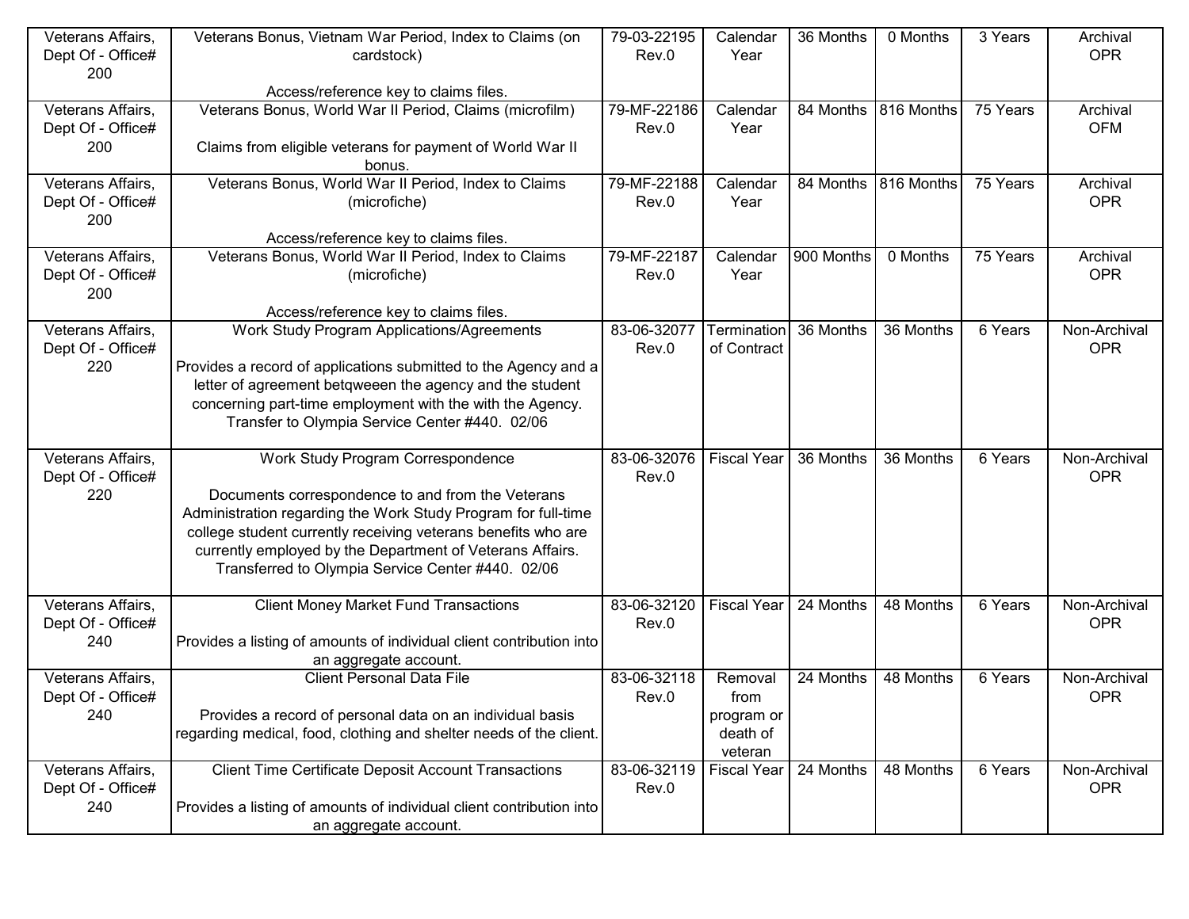| Veterans Affairs, Dept Of - Office# 200 | Veterans Bonus, Vietnam War Period, Index to Claims (on cardstock)<br><br>Access/reference key to claims files. | 79-03-22195 Rev.0 | Calendar Year | 36 Months | 0 Months | 3 Years | Archival OPR |
|---|---|---|---|---|---|---|---|
| Veterans Affairs, Dept Of - Office# 200 | Veterans Bonus, World War II Period, Claims (microfilm)<br><br>Claims from eligible veterans for payment of World War II bonus. | 79-MF-22186 Rev.0 | Calendar Year | 84 Months | 816 Months | 75 Years | Archival OFM |
| Veterans Affairs, Dept Of - Office# 200 | Veterans Bonus, World War II Period, Index to Claims (microfiche)<br><br>Access/reference key to claims files. | 79-MF-22188 Rev.0 | Calendar Year | 84 Months | 816 Months | 75 Years | Archival OPR |
| Veterans Affairs, Dept Of - Office# 200 | Veterans Bonus, World War II Period, Index to Claims (microfiche)<br><br>Access/reference key to claims files. | 79-MF-22187 Rev.0 | Calendar Year | 900 Months | 0 Months | 75 Years | Archival OPR |
| Veterans Affairs, Dept Of - Office# 220 | Work Study Program Applications/Agreements<br><br>Provides a record of applications submitted to the Agency and a letter of agreement betqweeen the agency and the student concerning part-time employment with the with the Agency. Transfer to Olympia Service Center #440. 02/06 | 83-06-32077 Rev.0 | Termination of Contract | 36 Months | 36 Months | 6 Years | Non-Archival OPR |
| Veterans Affairs, Dept Of - Office# 220 | Work Study Program Correspondence<br><br>Documents correspondence to and from the Veterans Administration regarding the Work Study Program for full-time college student currently receiving veterans benefits who are currently employed by the Department of Veterans Affairs. Transferred to Olympia Service Center #440. 02/06 | 83-06-32076 Rev.0 | Fiscal Year | 36 Months | 36 Months | 6 Years | Non-Archival OPR |
| Veterans Affairs, Dept Of - Office# 240 | Client Money Market Fund Transactions<br><br>Provides a listing of amounts of individual client contribution into an aggregate account. | 83-06-32120 Rev.0 | Fiscal Year | 24 Months | 48 Months | 6 Years | Non-Archival OPR |
| Veterans Affairs, Dept Of - Office# 240 | Client Personal Data File<br><br>Provides a record of personal data on an individual basis regarding medical, food, clothing and shelter needs of the client. | 83-06-32118 Rev.0 | Removal from program or death of veteran | 24 Months | 48 Months | 6 Years | Non-Archival OPR |
| Veterans Affairs, Dept Of - Office# 240 | Client Time Certificate Deposit Account Transactions<br><br>Provides a listing of amounts of individual client contribution into an aggregate account. | 83-06-32119 Rev.0 | Fiscal Year | 24 Months | 48 Months | 6 Years | Non-Archival OPR |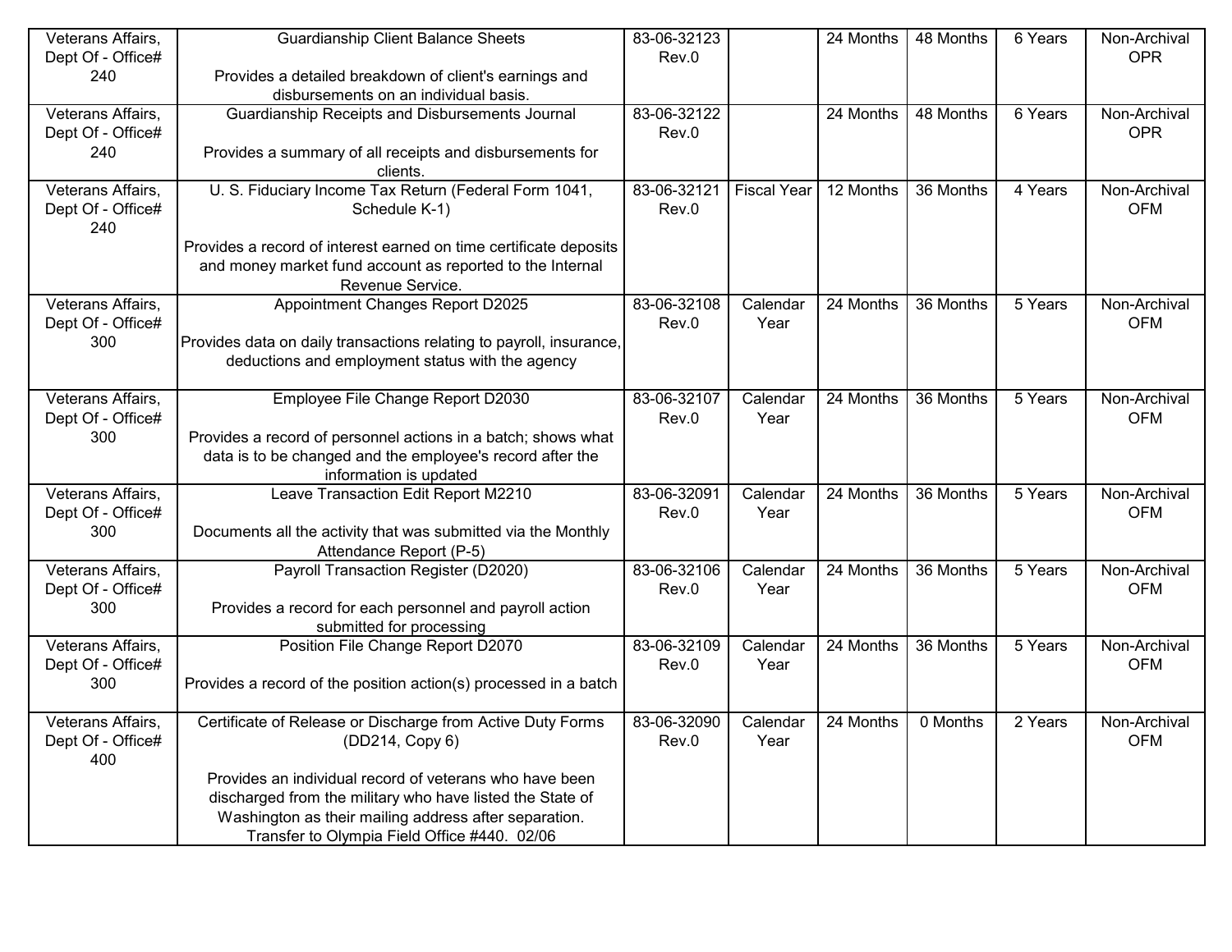| | | | | | | | |
|---|---|---|---|---|---|---|---|
| Veterans Affairs, Dept Of - Office# 240 | Guardianship Client Balance Sheets<br><br>Provides a detailed breakdown of client's earnings and disbursements on an individual basis. | 83-06-32123 Rev.0 | | 24 Months | 48 Months | 6 Years | Non-Archival OPR |
| Veterans Affairs, Dept Of - Office# 240 | Guardianship Receipts and Disbursements Journal<br><br>Provides a summary of all receipts and disbursements for clients. | 83-06-32122 Rev.0 | | 24 Months | 48 Months | 6 Years | Non-Archival OPR |
| Veterans Affairs, Dept Of - Office# 240 | U. S. Fiduciary Income Tax Return (Federal Form 1041, Schedule K-1)<br><br>Provides a record of interest earned on time certificate deposits and money market fund account as reported to the Internal Revenue Service. | 83-06-32121 Rev.0 | Fiscal Year | 12 Months | 36 Months | 4 Years | Non-Archival OFM |
| Veterans Affairs, Dept Of - Office# 300 | Appointment Changes Report D2025<br><br>Provides data on daily transactions relating to payroll, insurance, deductions and employment status with the agency | 83-06-32108 Rev.0 | Calendar Year | 24 Months | 36 Months | 5 Years | Non-Archival OFM |
| Veterans Affairs, Dept Of - Office# 300 | Employee File Change Report D2030<br><br>Provides a record of personnel actions in a batch; shows what data is to be changed and the employee's record after the information is updated | 83-06-32107 Rev.0 | Calendar Year | 24 Months | 36 Months | 5 Years | Non-Archival OFM |
| Veterans Affairs, Dept Of - Office# 300 | Leave Transaction Edit Report M2210<br><br>Documents all the activity that was submitted via the Monthly Attendance Report (P-5) | 83-06-32091 Rev.0 | Calendar Year | 24 Months | 36 Months | 5 Years | Non-Archival OFM |
| Veterans Affairs, Dept Of - Office# 300 | Payroll Transaction Register (D2020)<br><br>Provides a record for each personnel and payroll action submitted for processing | 83-06-32106 Rev.0 | Calendar Year | 24 Months | 36 Months | 5 Years | Non-Archival OFM |
| Veterans Affairs, Dept Of - Office# 300 | Position File Change Report D2070<br><br>Provides a record of the position action(s) processed in a batch | 83-06-32109 Rev.0 | Calendar Year | 24 Months | 36 Months | 5 Years | Non-Archival OFM |
| Veterans Affairs, Dept Of - Office# 400 | Certificate of Release or Discharge from Active Duty Forms (DD214, Copy 6)<br><br>Provides an individual record of veterans who have been discharged from the military who have listed the State of Washington as their mailing address after separation. Transfer to Olympia Field Office #440. 02/06 | 83-06-32090 Rev.0 | Calendar Year | 24 Months | 0 Months | 2 Years | Non-Archival OFM |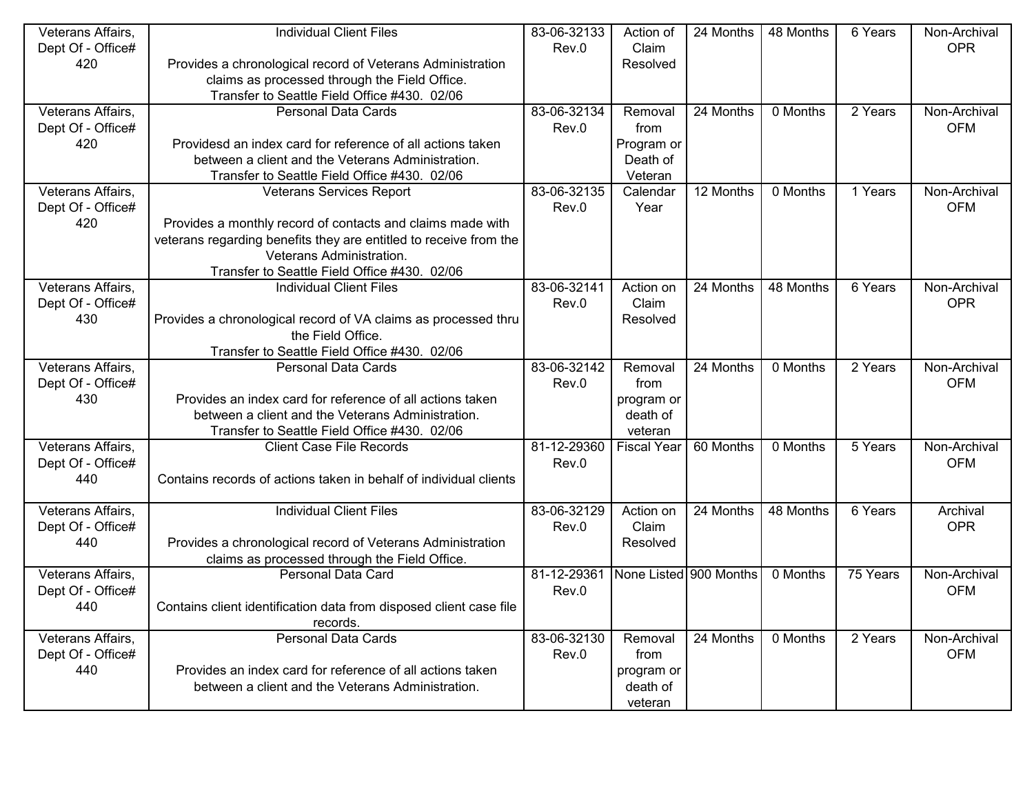| Veterans Affairs, Dept Of - Office# 420 | Individual Client Files<br><br>Provides a chronological record of Veterans Administration claims as processed through the Field Office.<br>Transfer to Seattle Field Office #430. 02/06 | 83-06-32133 Rev.0 | Action of Claim Resolved | 24 Months | 48 Months | 6 Years | Non-Archival OPR |
|---|---|---|---|---|---|---|---|
| Veterans Affairs, Dept Of - Office# 420 | Personal Data Cards<br><br>Providesd an index card for reference of all actions taken between a client and the Veterans Administration.<br>Transfer to Seattle Field Office #430. 02/06 | 83-06-32134 Rev.0 | Removal from Program or Death of Veteran | 24 Months | 0 Months | 2 Years | Non-Archival OFM |
| Veterans Affairs, Dept Of - Office# 420 | Veterans Services Report<br><br>Provides a monthly record of contacts and claims made with veterans regarding benefits they are entitled to receive from the Veterans Administration.<br>Transfer to Seattle Field Office #430. 02/06 | 83-06-32135 Rev.0 | Calendar Year | 12 Months | 0 Months | 1 Years | Non-Archival OFM |
| Veterans Affairs, Dept Of - Office# 430 | Individual Client Files<br><br>Provides a chronological record of VA claims as processed thru the Field Office.<br>Transfer to Seattle Field Office #430. 02/06 | 83-06-32141 Rev.0 | Action on Claim Resolved | 24 Months | 48 Months | 6 Years | Non-Archival OPR |
| Veterans Affairs, Dept Of - Office# 430 | Personal Data Cards<br><br>Provides an index card for reference of all actions taken between a client and the Veterans Administration.<br>Transfer to Seattle Field Office #430. 02/06 | 83-06-32142 Rev.0 | Removal from program or death of veteran | 24 Months | 0 Months | 2 Years | Non-Archival OFM |
| Veterans Affairs, Dept Of - Office# 440 | Client Case File Records<br><br>Contains records of actions taken in behalf of individual clients | 81-12-29360 Rev.0 | Fiscal Year | 60 Months | 0 Months | 5 Years | Non-Archival OFM |
| Veterans Affairs, Dept Of - Office# 440 | Individual Client Files<br><br>Provides a chronological record of Veterans Administration claims as processed through the Field Office. | 83-06-32129 Rev.0 | Action on Claim Resolved | 24 Months | 48 Months | 6 Years | Archival OPR |
| Veterans Affairs, Dept Of - Office# 440 | Personal Data Card<br><br>Contains client identification data from disposed client case file records. | 81-12-29361 Rev.0 | None Listed | 900 Months | 0 Months | 75 Years | Non-Archival OFM |
| Veterans Affairs, Dept Of - Office# 440 | Personal Data Cards<br><br>Provides an index card for reference of all actions taken between a client and the Veterans Administration. | 83-06-32130 Rev.0 | Removal from program or death of veteran | 24 Months | 0 Months | 2 Years | Non-Archival OFM |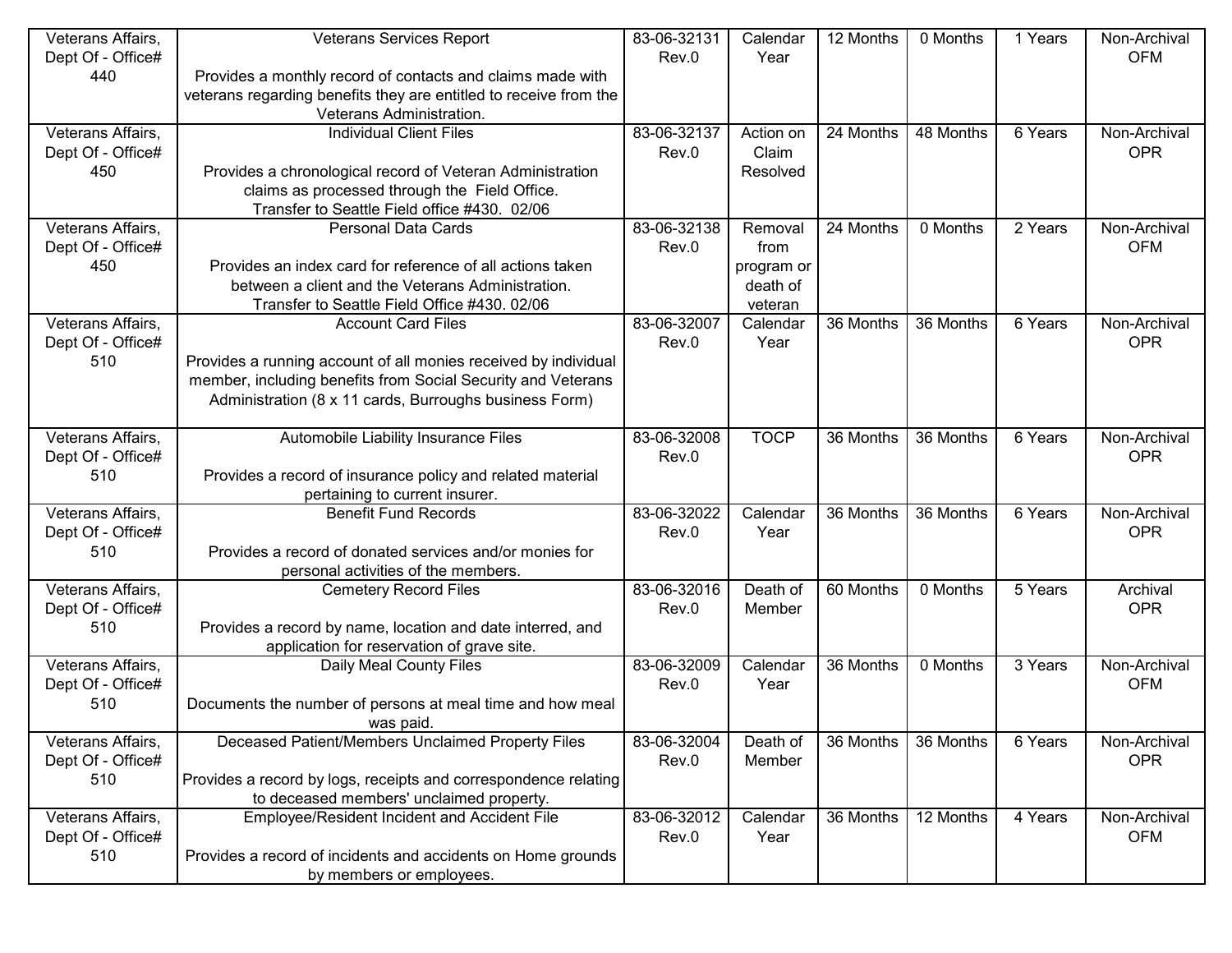| | | | | | | | |
|---|---|---|---|---|---|---|---|
| Veterans Affairs, Dept Of - Office# 440 | Veterans Services Report<br><br>Provides a monthly record of contacts and claims made with veterans regarding benefits they are entitled to receive from the Veterans Administration. | 83-06-32131 Rev.0 | Calendar Year | 12 Months | 0 Months | 1 Years | Non-Archival OFM |
| Veterans Affairs, Dept Of - Office# 450 | Individual Client Files<br><br>Provides a chronological record of Veteran Administration claims as processed through the Field Office.<br>Transfer to Seattle Field office #430. 02/06 | 83-06-32137 Rev.0 | Action on Claim Resolved | 24 Months | 48 Months | 6 Years | Non-Archival OPR |
| Veterans Affairs, Dept Of - Office# 450 | Personal Data Cards<br><br>Provides an index card for reference of all actions taken between a client and the Veterans Administration.<br>Transfer to Seattle Field Office #430. 02/06 | 83-06-32138 Rev.0 | Removal from program or death of veteran | 24 Months | 0 Months | 2 Years | Non-Archival OFM |
| Veterans Affairs, Dept Of - Office# 510 | Account Card Files<br><br>Provides a running account of all monies received by individual member, including benefits from Social Security and Veterans Administration (8 x 11 cards, Burroughs business Form) | 83-06-32007 Rev.0 | Calendar Year | 36 Months | 36 Months | 6 Years | Non-Archival OPR |
| Veterans Affairs, Dept Of - Office# 510 | Automobile Liability Insurance Files<br><br>Provides a record of insurance policy and related material pertaining to current insurer. | 83-06-32008 Rev.0 | TOCP | 36 Months | 36 Months | 6 Years | Non-Archival OPR |
| Veterans Affairs, Dept Of - Office# 510 | Benefit Fund Records<br><br>Provides a record of donated services and/or monies for personal activities of the members. | 83-06-32022 Rev.0 | Calendar Year | 36 Months | 36 Months | 6 Years | Non-Archival OPR |
| Veterans Affairs, Dept Of - Office# 510 | Cemetery Record Files<br><br>Provides a record by name, location and date interred, and application for reservation of grave site. | 83-06-32016 Rev.0 | Death of Member | 60 Months | 0 Months | 5 Years | Archival OPR |
| Veterans Affairs, Dept Of - Office# 510 | Daily Meal County Files<br><br>Documents the number of persons at meal time and how meal was paid. | 83-06-32009 Rev.0 | Calendar Year | 36 Months | 0 Months | 3 Years | Non-Archival OFM |
| Veterans Affairs, Dept Of - Office# 510 | Deceased Patient/Members Unclaimed Property Files<br><br>Provides a record by logs, receipts and correspondence relating to deceased members' unclaimed property. | 83-06-32004 Rev.0 | Death of Member | 36 Months | 36 Months | 6 Years | Non-Archival OPR |
| Veterans Affairs, Dept Of - Office# 510 | Employee/Resident Incident and Accident File<br><br>Provides a record of incidents and accidents on Home grounds by members or employees. | 83-06-32012 Rev.0 | Calendar Year | 36 Months | 12 Months | 4 Years | Non-Archival OFM |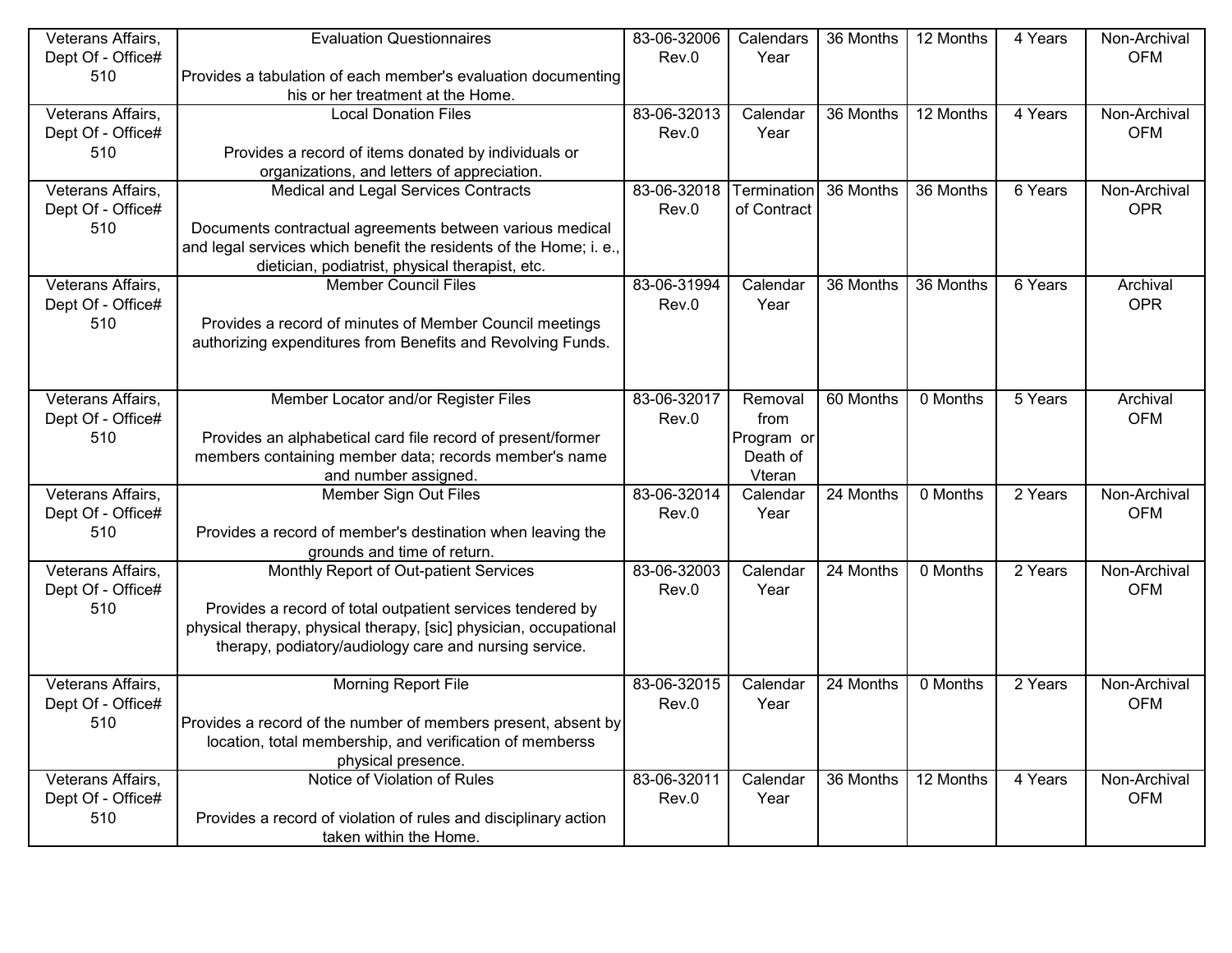| Veterans Affairs, Dept Of - Office# 510 | Evaluation Questionnaires<br><br>Provides a tabulation of each member's evaluation documenting his or her treatment at the Home. | 83-06-32006 Rev.0 | Calendars Year | 36 Months | 12 Months | 4 Years | Non-Archival OFM |
|---|---|---|---|---|---|---|---|
| Veterans Affairs, Dept Of - Office# 510 | Local Donation Files<br><br>Provides a record of items donated by individuals or organizations, and letters of appreciation. | 83-06-32013 Rev.0 | Calendar Year | 36 Months | 12 Months | 4 Years | Non-Archival OFM |
| Veterans Affairs, Dept Of - Office# 510 | Medical and Legal Services Contracts<br><br>Documents contractual agreements between various medical and legal services which benefit the residents of the Home; i. e., dietician, podiatrist, physical therapist, etc. | 83-06-32018 Rev.0 | Termination of Contract | 36 Months | 36 Months | 6 Years | Non-Archival OPR |
| Veterans Affairs, Dept Of - Office# 510 | Member Council Files<br><br>Provides a record of minutes of Member Council meetings authorizing expenditures from Benefits and Revolving Funds. | 83-06-31994 Rev.0 | Calendar Year | 36 Months | 36 Months | 6 Years | Archival OPR |
| Veterans Affairs, Dept Of - Office# 510 | Member Locator and/or Register Files<br><br>Provides an alphabetical card file record of present/former members containing member data; records member's name and number assigned. | 83-06-32017 Rev.0 | Removal from Program or Death of Vteran | 60 Months | 0 Months | 5 Years | Archival OFM |
| Veterans Affairs, Dept Of - Office# 510 | Member Sign Out Files<br><br>Provides a record of member's destination when leaving the grounds and time of return. | 83-06-32014 Rev.0 | Calendar Year | 24 Months | 0 Months | 2 Years | Non-Archival OFM |
| Veterans Affairs, Dept Of - Office# 510 | Monthly Report of Out-patient Services<br><br>Provides a record of total outpatient services tendered by physical therapy, physical therapy, [sic] physician, occupational therapy, podiatory/audiology care and nursing service. | 83-06-32003 Rev.0 | Calendar Year | 24 Months | 0 Months | 2 Years | Non-Archival OFM |
| Veterans Affairs, Dept Of - Office# 510 | Morning Report File<br><br>Provides a record of the number of members present, absent by location, total membership, and verification of memberss physical presence. | 83-06-32015 Rev.0 | Calendar Year | 24 Months | 0 Months | 2 Years | Non-Archival OFM |
| Veterans Affairs, Dept Of - Office# 510 | Notice of Violation of Rules<br><br>Provides a record of violation of rules and disciplinary action taken within the Home. | 83-06-32011 Rev.0 | Calendar Year | 36 Months | 12 Months | 4 Years | Non-Archival OFM |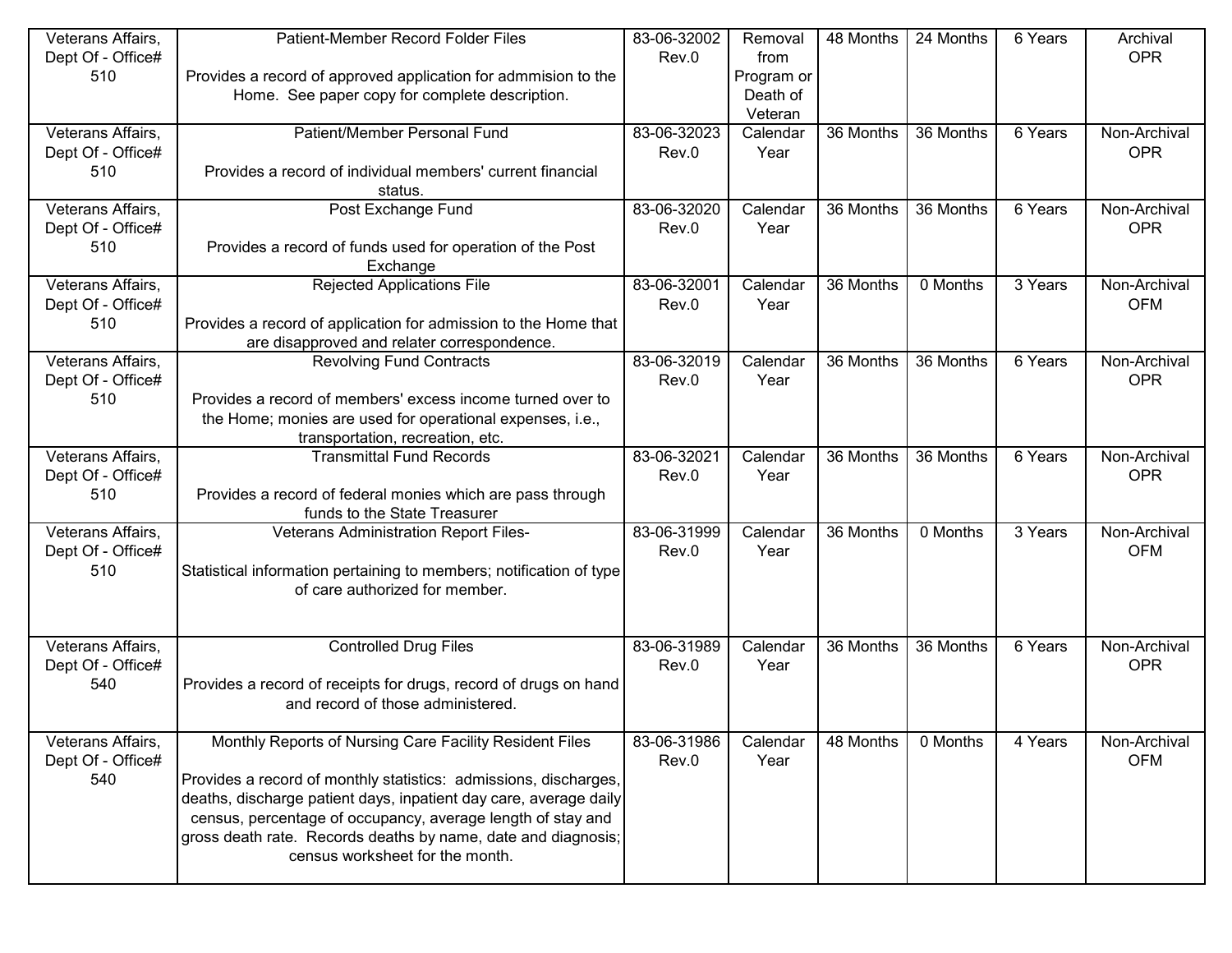| | | | | | | | |
|---|---|---|---|---|---|---|---|
| Veterans Affairs, Dept Of - Office# 510 | Patient-Member Record Folder Files<br><br>Provides a record of approved application for admmision to the Home. See paper copy for complete description. | 83-06-32002 Rev.0 | Removal from Program or Death of Veteran | 48 Months | 24 Months | 6 Years | Archival OPR |
| Veterans Affairs, Dept Of - Office# 510 | Patient/Member Personal Fund<br><br>Provides a record of individual members' current financial status. | 83-06-32023 Rev.0 | Calendar Year | 36 Months | 36 Months | 6 Years | Non-Archival OPR |
| Veterans Affairs, Dept Of - Office# 510 | Post Exchange Fund<br><br>Provides a record of funds used for operation of the Post Exchange | 83-06-32020 Rev.0 | Calendar Year | 36 Months | 36 Months | 6 Years | Non-Archival OPR |
| Veterans Affairs, Dept Of - Office# 510 | Rejected Applications File<br><br>Provides a record of application for admission to the Home that are disapproved and relater correspondence. | 83-06-32001 Rev.0 | Calendar Year | 36 Months | 0 Months | 3 Years | Non-Archival OFM |
| Veterans Affairs, Dept Of - Office# 510 | Revolving Fund Contracts<br><br>Provides a record of members' excess income turned over to the Home; monies are used for operational expenses, i.e., transportation, recreation, etc. | 83-06-32019 Rev.0 | Calendar Year | 36 Months | 36 Months | 6 Years | Non-Archival OPR |
| Veterans Affairs, Dept Of - Office# 510 | Transmittal Fund Records<br><br>Provides a record of federal monies which are pass through funds to the State Treasurer | 83-06-32021 Rev.0 | Calendar Year | 36 Months | 36 Months | 6 Years | Non-Archival OPR |
| Veterans Affairs, Dept Of - Office# 510 | Veterans Administration Report Files-<br><br>Statistical information pertaining to members; notification of type of care authorized for member. | 83-06-31999 Rev.0 | Calendar Year | 36 Months | 0 Months | 3 Years | Non-Archival OFM |
| Veterans Affairs, Dept Of - Office# 540 | Controlled Drug Files<br><br>Provides a record of receipts for drugs, record of drugs on hand and record of those administered. | 83-06-31989 Rev.0 | Calendar Year | 36 Months | 36 Months | 6 Years | Non-Archival OPR |
| Veterans Affairs, Dept Of - Office# 540 | Monthly Reports of Nursing Care Facility Resident Files<br><br>Provides a record of monthly statistics: admissions, discharges, deaths, discharge patient days, inpatient day care, average daily census, percentage of occupancy, average length of stay and gross death rate. Records deaths by name, date and diagnosis; census worksheet for the month. | 83-06-31986 Rev.0 | Calendar Year | 48 Months | 0 Months | 4 Years | Non-Archival OFM |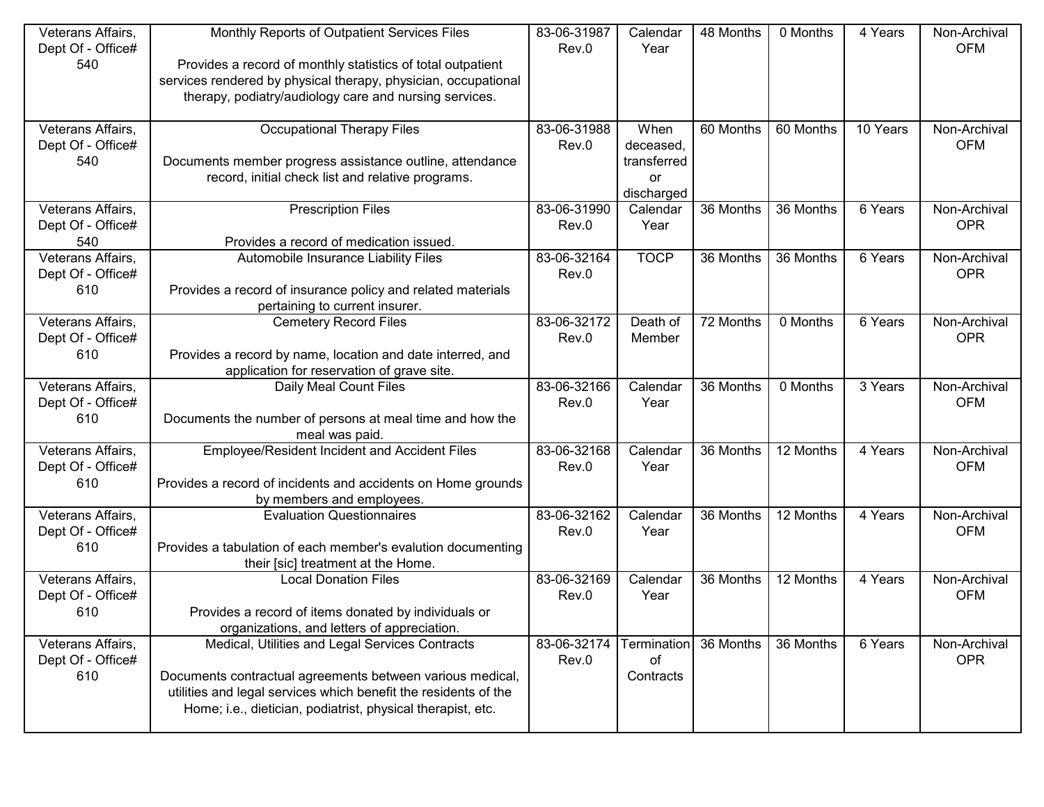| | | | | | | | |
|---|---|---|---|---|---|---|---|
| Veterans Affairs, Dept Of - Office# 540 | Monthly Reports of Outpatient Services Files<br><br>Provides a record of monthly statistics of total outpatient services rendered by physical therapy, physician, occupational therapy, podiatry/audiology care and nursing services. | 83-06-31987 Rev.0 | Calendar Year | 48 Months | 0 Months | 4 Years | Non-Archival OFM |
| Veterans Affairs, Dept Of - Office# 540 | Occupational Therapy Files<br><br>Documents member progress assistance outline, attendance record, initial check list and relative programs. | 83-06-31988 Rev.0 | When deceased, transferred or discharged | 60 Months | 60 Months | 10 Years | Non-Archival OFM |
| Veterans Affairs, Dept Of - Office# 540 | Prescription Files<br><br>Provides a record of medication issued. | 83-06-31990 Rev.0 | Calendar Year | 36 Months | 36 Months | 6 Years | Non-Archival OPR |
| Veterans Affairs, Dept Of - Office# 610 | Automobile Insurance Liability Files<br><br>Provides a record of insurance policy and related materials pertaining to current insurer. | 83-06-32164 Rev.0 | TOCP | 36 Months | 36 Months | 6 Years | Non-Archival OPR |
| Veterans Affairs, Dept Of - Office# 610 | Cemetery Record Files<br><br>Provides a record by name, location and date interred, and application for reservation of grave site. | 83-06-32172 Rev.0 | Death of Member | 72 Months | 0 Months | 6 Years | Non-Archival OPR |
| Veterans Affairs, Dept Of - Office# 610 | Daily Meal Count Files<br><br>Documents the number of persons at meal time and how the meal was paid. | 83-06-32166 Rev.0 | Calendar Year | 36 Months | 0 Months | 3 Years | Non-Archival OFM |
| Veterans Affairs, Dept Of - Office# 610 | Employee/Resident Incident and Accident Files<br><br>Provides a record of incidents and accidents on Home grounds by members and employees. | 83-06-32168 Rev.0 | Calendar Year | 36 Months | 12 Months | 4 Years | Non-Archival OFM |
| Veterans Affairs, Dept Of - Office# 610 | Evaluation Questionnaires<br><br>Provides a tabulation of each member's evalution documenting their [sic] treatment at the Home. | 83-06-32162 Rev.0 | Calendar Year | 36 Months | 12 Months | 4 Years | Non-Archival OFM |
| Veterans Affairs, Dept Of - Office# 610 | Local Donation Files<br><br>Provides a record of items donated by individuals or organizations, and letters of appreciation. | 83-06-32169 Rev.0 | Calendar Year | 36 Months | 12 Months | 4 Years | Non-Archival OFM |
| Veterans Affairs, Dept Of - Office# 610 | Medical, Utilities and Legal Services Contracts<br><br>Documents contractual agreements between various medical, utilities and legal services which benefit the residents of the Home; i.e., dietician, podiatrist, physical therapist, etc. | 83-06-32174 Rev.0 | Termination of Contracts | 36 Months | 36 Months | 6 Years | Non-Archival OPR |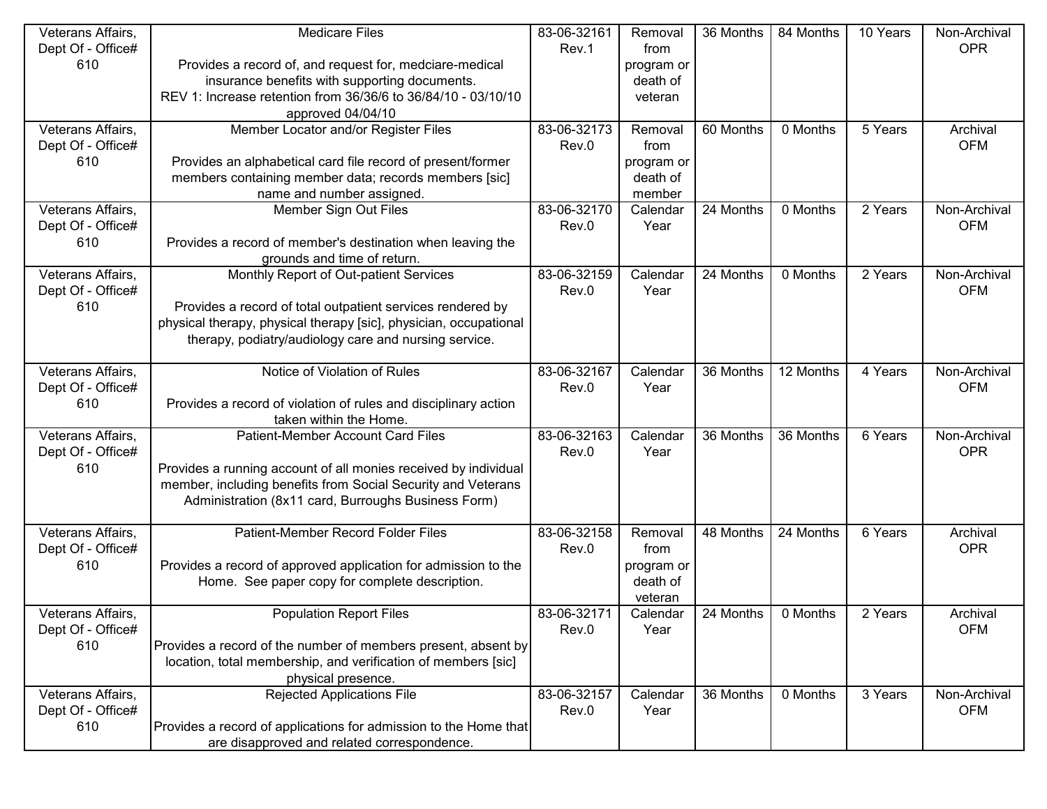| Veterans Affairs, Dept Of - Office# 610 | Medicare Files<br><br>Provides a record of, and request for, medciare-medical insurance benefits with supporting documents.<br>REV 1: Increase retention from 36/36/6 to 36/84/10 - 03/10/10 approved 04/04/10 | 83-06-32161 Rev.1 | Removal from program or death of veteran | 36 Months | 84 Months | 10 Years | Non-Archival OPR |
|---|---|---|---|---|---|---|---|
| Veterans Affairs, Dept Of - Office# 610 | Member Locator and/or Register Files<br><br>Provides an alphabetical card file record of present/former members containing member data; records members [sic] name and number assigned. | 83-06-32173 Rev.0 | Removal from program or death of member | 60 Months | 0 Months | 5 Years | Archival OFM |
| Veterans Affairs, Dept Of - Office# 610 | Member Sign Out Files<br><br>Provides a record of member's destination when leaving the grounds and time of return. | 83-06-32170 Rev.0 | Calendar Year | 24 Months | 0 Months | 2 Years | Non-Archival OFM |
| Veterans Affairs, Dept Of - Office# 610 | Monthly Report of Out-patient Services<br><br>Provides a record of total outpatient services rendered by physical therapy, physical therapy [sic], physician, occupational therapy, podiatry/audiology care and nursing service. | 83-06-32159 Rev.0 | Calendar Year | 24 Months | 0 Months | 2 Years | Non-Archival OFM |
| Veterans Affairs, Dept Of - Office# 610 | Notice of Violation of Rules<br><br>Provides a record of violation of rules and disciplinary action taken within the Home. | 83-06-32167 Rev.0 | Calendar Year | 36 Months | 12 Months | 4 Years | Non-Archival OFM |
| Veterans Affairs, Dept Of - Office# 610 | Patient-Member Account Card Files<br><br>Provides a running account of all monies received by individual member, including benefits from Social Security and Veterans Administration (8x11 card, Burroughs Business Form) | 83-06-32163 Rev.0 | Calendar Year | 36 Months | 36 Months | 6 Years | Non-Archival OPR |
| Veterans Affairs, Dept Of - Office# 610 | Patient-Member Record Folder Files<br><br>Provides a record of approved application for admission to the Home. See paper copy for complete description. | 83-06-32158 Rev.0 | Removal from program or death of veteran | 48 Months | 24 Months | 6 Years | Archival OPR |
| Veterans Affairs, Dept Of - Office# 610 | Population Report Files<br><br>Provides a record of the number of members present, absent by location, total membership, and verification of members [sic] physical presence. | 83-06-32171 Rev.0 | Calendar Year | 24 Months | 0 Months | 2 Years | Archival OFM |
| Veterans Affairs, Dept Of - Office# 610 | Rejected Applications File<br><br>Provides a record of applications for admission to the Home that are disapproved and related correspondence. | 83-06-32157 Rev.0 | Calendar Year | 36 Months | 0 Months | 3 Years | Non-Archival OFM |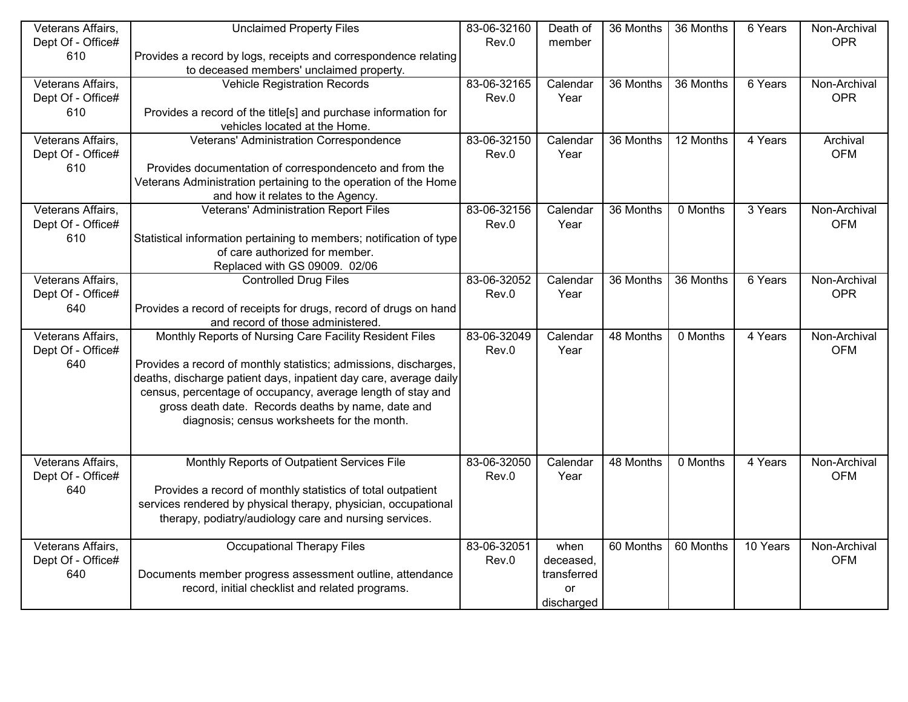| | | | | | | | |
|---|---|---|---|---|---|---|---|
| Veterans Affairs, Dept Of - Office# 610 | Unclaimed Property Files<br><br>Provides a record by logs, receipts and correspondence relating to deceased members' unclaimed property. | 83-06-32160 Rev.0 | Death of member | 36 Months | 36 Months | 6 Years | Non-Archival OPR |
| Veterans Affairs, Dept Of - Office# 610 | Vehicle Registration Records<br><br>Provides a record of the title[s] and purchase information for vehicles located at the Home. | 83-06-32165 Rev.0 | Calendar Year | 36 Months | 36 Months | 6 Years | Non-Archival OPR |
| Veterans Affairs, Dept Of - Office# 610 | Veterans' Administration Correspondence<br><br>Provides documentation of correspondenceto and from the Veterans Administration pertaining to the operation of the Home and how it relates to the Agency. | 83-06-32150 Rev.0 | Calendar Year | 36 Months | 12 Months | 4 Years | Archival OFM |
| Veterans Affairs, Dept Of - Office# 610 | Veterans' Administration Report Files<br><br>Statistical information pertaining to members; notification of type of care authorized for member.<br>Replaced with GS 09009. 02/06 | 83-06-32156 Rev.0 | Calendar Year | 36 Months | 0 Months | 3 Years | Non-Archival OFM |
| Veterans Affairs, Dept Of - Office# 640 | Controlled Drug Files<br><br>Provides a record of receipts for drugs, record of drugs on hand and record of those administered. | 83-06-32052 Rev.0 | Calendar Year | 36 Months | 36 Months | 6 Years | Non-Archival OPR |
| Veterans Affairs, Dept Of - Office# 640 | Monthly Reports of Nursing Care Facility Resident Files<br><br>Provides a record of monthly statistics; admissions, discharges, deaths, discharge patient days, inpatient day care, average daily census, percentage of occupancy, average length of stay and gross death date. Records deaths by name, date and diagnosis; census worksheets for the month. | 83-06-32049 Rev.0 | Calendar Year | 48 Months | 0 Months | 4 Years | Non-Archival OFM |
| Veterans Affairs, Dept Of - Office# 640 | Monthly Reports of Outpatient Services File<br><br>Provides a record of monthly statistics of total outpatient services rendered by physical therapy, physician, occupational therapy, podiatry/audiology care and nursing services. | 83-06-32050 Rev.0 | Calendar Year | 48 Months | 0 Months | 4 Years | Non-Archival OFM |
| Veterans Affairs, Dept Of - Office# 640 | Occupational Therapy Files<br><br>Documents member progress assessment outline, attendance record, initial checklist and related programs. | 83-06-32051 Rev.0 | when deceased, transferred or discharged | 60 Months | 60 Months | 10 Years | Non-Archival OFM |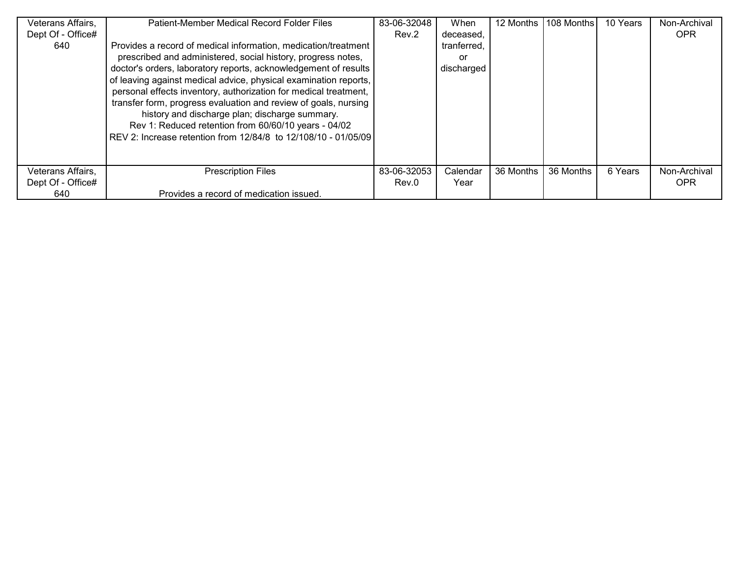| | | | | | | | |
|---|---|---|---|---|---|---|---|
| Veterans Affairs, Dept Of - Office# 640 | Patient-Member Medical Record Folder Files<br><br>Provides a record of medical information, medication/treatment prescribed and administered, social history, progress notes, doctor's orders, laboratory reports, acknowledgement of results of leaving against medical advice, physical examination reports, personal effects inventory, authorization for medical treatment, transfer form, progress evaluation and review of goals, nursing history and discharge plan; discharge summary.<br>Rev 1: Reduced retention from 60/60/10 years - 04/02<br>REV 2: Increase retention from 12/84/8 to 12/108/10 - 01/05/09 | 83-06-32048 Rev.2 | When deceased, tranferred, or discharged | 12 Months | 108 Months | 10 Years | Non-Archival OPR |
| Veterans Affairs, Dept Of - Office# 640 | Prescription Files<br><br>Provides a record of medication issued. | 83-06-32053 Rev.0 | Calendar Year | 36 Months | 36 Months | 6 Years | Non-Archival OPR |